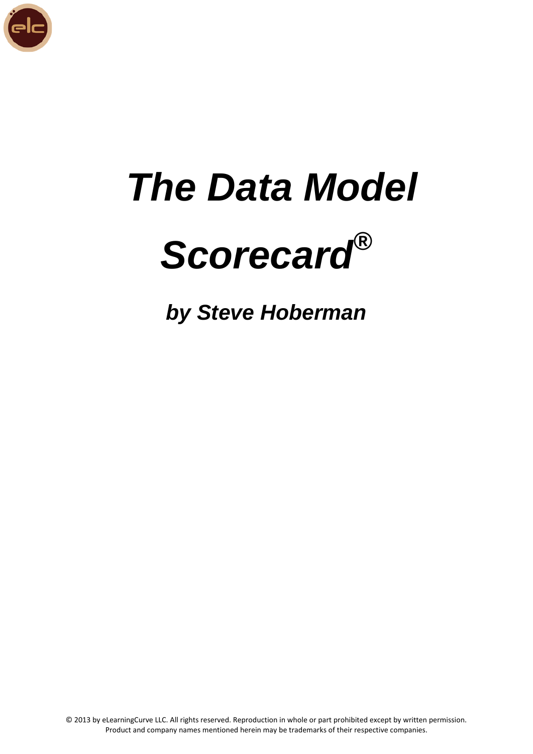# *The Data Model Scorecard®*

### *by Steve Hoberman*

© 2013 by eLearningCurve LLC. All rights reserved. Reproduction in whole or part prohibited except by written permission. Product and company names mentioned herein may be trademarks of their respective companies.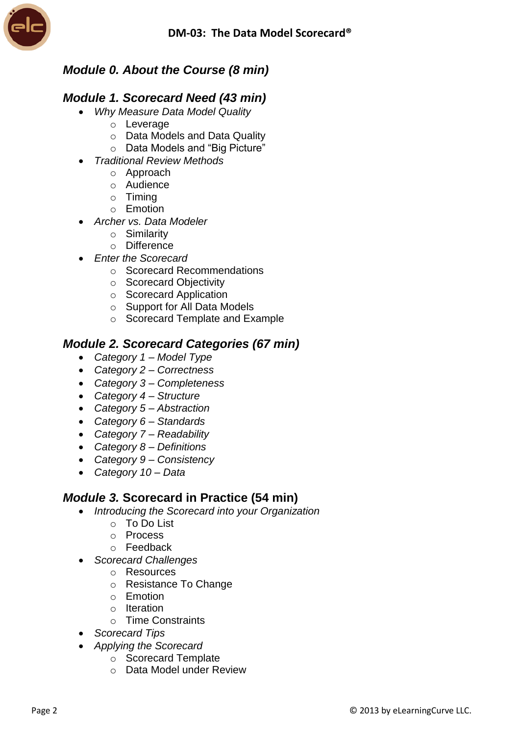# DM-03: The Data Model Scorecard®

## *Module 0. About the Course (8 min)*

## *Module 1. Scorecard Need (43 min)*

- *Why Measure Data Model Quality*
  - Leverage
  - Data Models and Data Quality
  - Data Models and "Big Picture"
- *Traditional Review Methods*
  - Approach
  - Audience
  - Timing
  - Emotion
- *Archer vs. Data Modeler*
  - Similarity
  - Difference
- *Enter the Scorecard*
  - Scorecard Recommendations
  - Scorecard Objectivity
  - Scorecard Application
  - Support for All Data Models
  - Scorecard Template and Example

## *Module 2. Scorecard Categories (67 min)*

- *Category 1 – Model Type*
- *Category 2 – Correctness*
- *Category 3 – Completeness*
- *Category 4 – Structure*
- *Category 5 – Abstraction*
- *Category 6 – Standards*
- *Category 7 – Readability*
- *Category 8 – Definitions*
- *Category 9 – Consistency*
- *Category 10 – Data*

## *Module 3.* Scorecard in Practice (54 min)

- *Introducing the Scorecard into your Organization*
  - To Do List
  - Process
  - Feedback
- *Scorecard Challenges*
  - Resources
  - Resistance To Change
  - Emotion
  - Iteration
  - Time Constraints
- *Scorecard Tips*
- *Applying the Scorecard*
  - Scorecard Template
  - Data Model under Review

© 2013 by eLearningCurve LLC.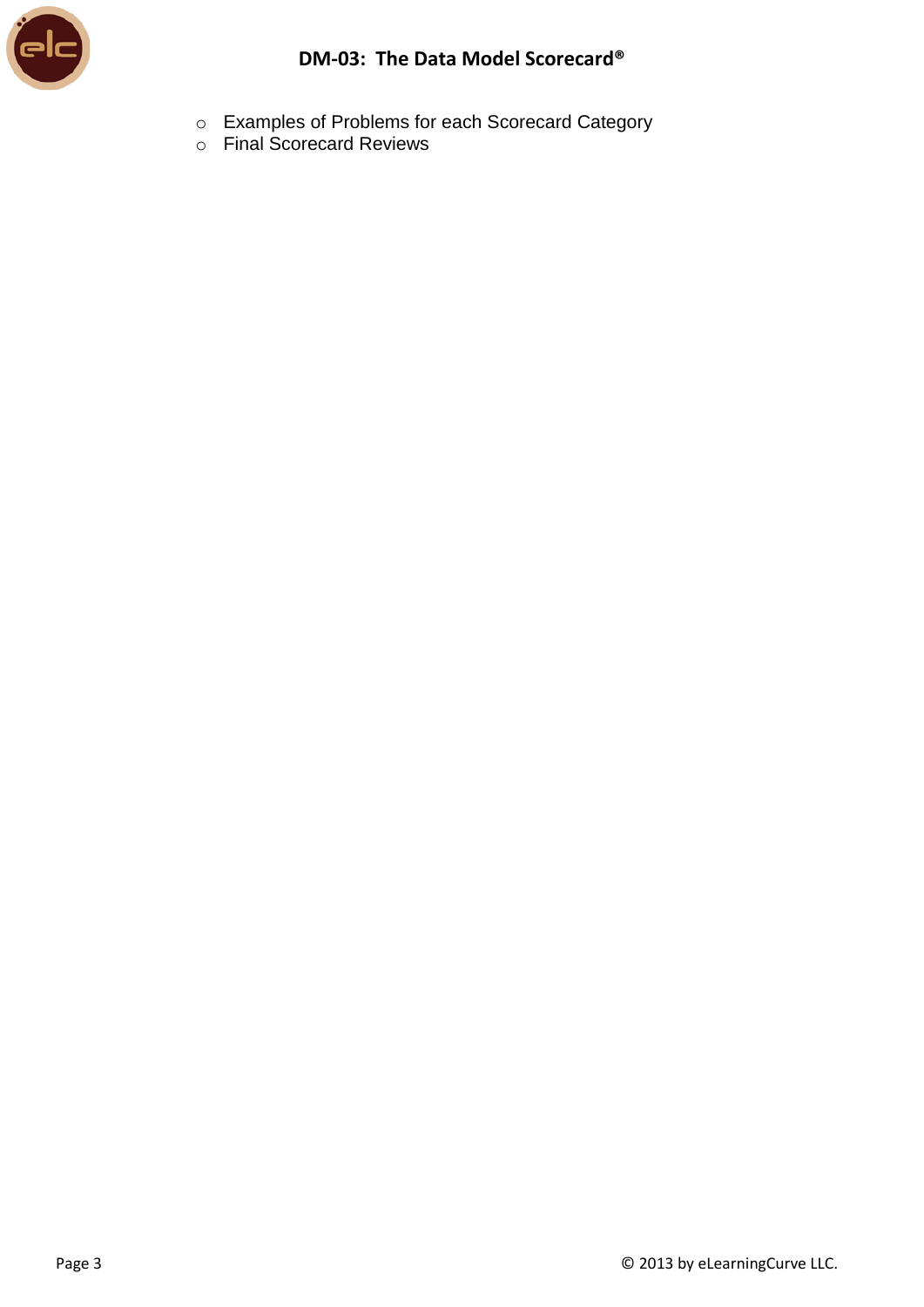- Examples of Problems for each Scorecard Category
- Final Scorecard Reviews